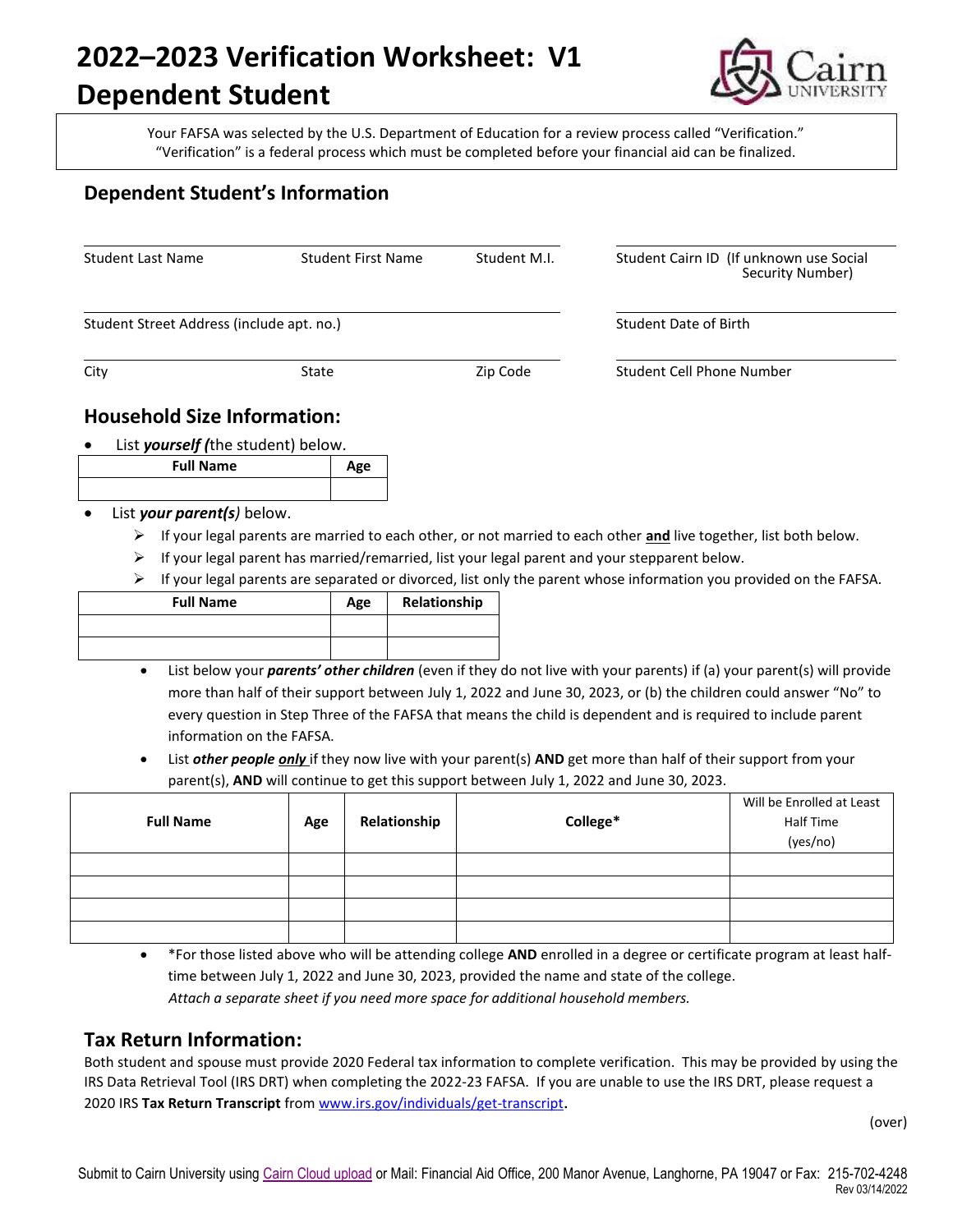# 2022–2023 Verification Worksheet: V1 Dependent Student

Your FAFSA was selected by the U.S. Department of Education for a review process called "Verification." "Verification" is a federal process which must be completed before your financial aid can be finalized.

## Dependent Student's Information

| Student Last Name | Student First Name | Student M.I. | Student Cairn ID (If unknown use Social Security Number) |
|---|---|---|---|

| Student Street Address (include apt. no.) | Student Date of Birth |
|---|---|

| City | State | Zip Code | Student Cell Phone Number |
|---|---|---|---|

## Household Size Information:

- List ***yourself (***the student) below.

| Full Name | Age |
|---|---|
| | |

- List ***your parent(s)*** below.
  - If your legal parents are married to each other, or not married to each other **and** live together, list both below.
  - If your legal parent has married/remarried, list your legal parent and your stepparent below.
  - If your legal parents are separated or divorced, list only the parent whose information you provided on the FAFSA.

| Full Name | Age | Relationship |
|---|---|---|
| | | |
| | | |

- List below your ***parents' other children*** (even if they do not live with your parents) if (a) your parent(s) will provide more than half of their support between July 1, 2022 and June 30, 2023, or (b) the children could answer "No" to every question in Step Three of the FAFSA that means the child is dependent and is required to include parent information on the FAFSA.
- List ***other people only*** if they now live with your parent(s) **AND** get more than half of their support from your parent(s), **AND** will continue to get this support between July 1, 2022 and June 30, 2023.

| Full Name | Age | Relationship | College* | Will be Enrolled at Least Half Time (yes/no) |
|---|---|---|---|---|
| | | | | |
| | | | | |
| | | | | |
| | | | | |

- *For those listed above who will be attending college **AND** enrolled in a degree or certificate program at least half-time between July 1, 2022 and June 30, 2023, provided the name and state of the college.
  *Attach a separate sheet if you need more space for additional household members.*

## Tax Return Information:

Both student and spouse must provide 2020 Federal tax information to complete verification. This may be provided by using the IRS Data Retrieval Tool (IRS DRT) when completing the 2022-23 FAFSA. If you are unable to use the IRS DRT, please request a 2020 IRS **Tax Return Transcript** from www.irs.gov/individuals/get-transcript**.**

(over)

Submit to Cairn University using Cairn Cloud upload or Mail: Financial Aid Office, 200 Manor Avenue, Langhorne, PA 19047 or Fax: 215-702-4248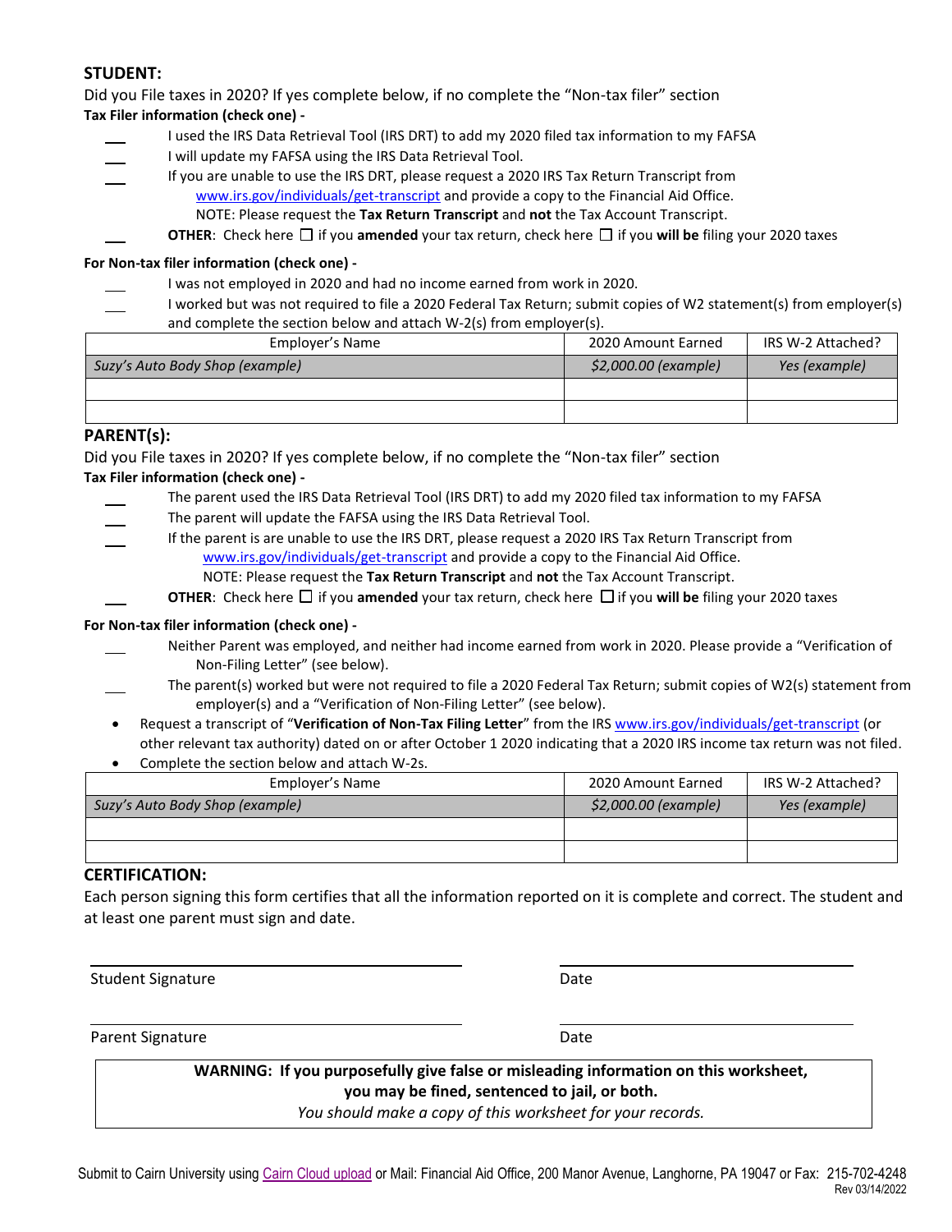## STUDENT:

Did you File taxes in 2020? If yes complete below, if no complete the "Non-tax filer" section

**Tax Filer information (check one) -**

___ I used the IRS Data Retrieval Tool (IRS DRT) to add my 2020 filed tax information to my FAFSA

___ I will update my FAFSA using the IRS Data Retrieval Tool.

___ If you are unable to use the IRS DRT, please request a 2020 IRS Tax Return Transcript from www.irs.gov/individuals/get-transcript and provide a copy to the Financial Aid Office. NOTE: Please request the **Tax Return Transcript** and **not** the Tax Account Transcript.

___ **OTHER**: Check here ☐ if you **amended** your tax return, check here ☐ if you **will be** filing your 2020 taxes

**For Non-tax filer information (check one) -**

___ I was not employed in 2020 and had no income earned from work in 2020.

___ I worked but was not required to file a 2020 Federal Tax Return; submit copies of W2 statement(s) from employer(s) and complete the section below and attach W-2(s) from employer(s).

| Employer's Name | 2020 Amount Earned | IRS W-2 Attached? |
|---|---|---|
| *Suzy's Auto Body Shop (example)* | *$2,000.00 (example)* | *Yes (example)* |
| | | |
| | | |

## PARENT(s):

Did you File taxes in 2020? If yes complete below, if no complete the "Non-tax filer" section

**Tax Filer information (check one) -**

___ The parent used the IRS Data Retrieval Tool (IRS DRT) to add my 2020 filed tax information to my FAFSA

___ The parent will update the FAFSA using the IRS Data Retrieval Tool.

___ If the parent is are unable to use the IRS DRT, please request a 2020 IRS Tax Return Transcript from www.irs.gov/individuals/get-transcript and provide a copy to the Financial Aid Office. NOTE: Please request the **Tax Return Transcript** and **not** the Tax Account Transcript.

___ **OTHER**: Check here ☐ if you **amended** your tax return, check here ☐ if you **will be** filing your 2020 taxes

**For Non-tax filer information (check one) -**

___ Neither Parent was employed, and neither had income earned from work in 2020. Please provide a "Verification of Non-Filing Letter" (see below).

___ The parent(s) worked but were not required to file a 2020 Federal Tax Return; submit copies of W2(s) statement from employer(s) and a "Verification of Non-Filing Letter" (see below).

- Request a transcript of "**Verification of Non-Tax Filing Letter**" from the IRS www.irs.gov/individuals/get-transcript (or other relevant tax authority) dated on or after October 1 2020 indicating that a 2020 IRS income tax return was not filed.
- Complete the section below and attach W-2s.

| Employer's Name | 2020 Amount Earned | IRS W-2 Attached? |
|---|---|---|
| *Suzy's Auto Body Shop (example)* | *$2,000.00 (example)* | *Yes (example)* |
| | | |
| | | |

## CERTIFICATION:

Each person signing this form certifies that all the information reported on it is complete and correct. The student and at least one parent must sign and date.

Student Signature ______________________ Date ______________________

Parent Signature ______________________ Date ______________________

**WARNING: If you purposefully give false or misleading information on this worksheet, you may be fined, sentenced to jail, or both.**

*You should make a copy of this worksheet for your records.*

Submit to Cairn University using Cairn Cloud upload or Mail: Financial Aid Office, 200 Manor Avenue, Langhorne, PA 19047 or Fax: 215-702-4248

Rev 03/14/2022